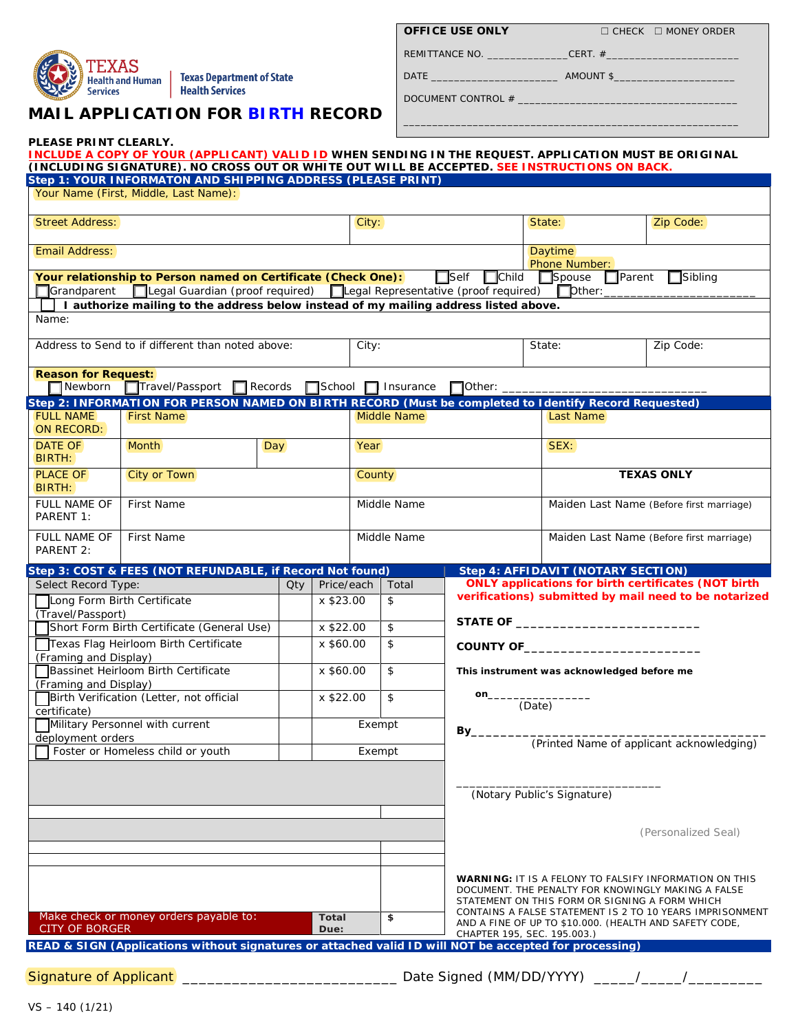**TEXAS** Health and Human Services | Texas Department of State Health Services

# MAIL APPLICATION FOR BIRTH RECORD

| OFFICE USE ONLY | ☐ CHECK ☐ MONEY ORDER |
|---|---|
| REMITTANCE NO. ______________ | CERT. # ______________________ |
| DATE _____________________ | AMOUNT $____________________ |
| DOCUMENT CONTROL # ______________________________________ | |

**PLEASE PRINT CLEARLY.**
**INCLUDE A COPY OF YOUR (APPLICANT) VALID ID WHEN SENDING IN THE REQUEST. APPLICATION MUST BE ORIGINAL (INCLUDING SIGNATURE). NO CROSS OUT OR WHITE OUT WILL BE ACCEPTED. SEE INSTRUCTIONS ON BACK.**

## Step 1: YOUR INFORMATON AND SHIPPING ADDRESS (PLEASE PRINT)

| Your Name (First, Middle, Last Name): | | | |
|---|---|---|---|
| Street Address: | City: | State: | Zip Code: |
| Email Address: | | Daytime Phone Number: | |

**Your relationship to Person named on Certificate (Check One):** ☐ Self ☐ Child ☐ Spouse ☐ Parent ☐ Sibling ☐ Grandparent ☐ Legal Guardian (proof required) ☐ Legal Representative (proof required) ☐ Other:______________________

☐ **I authorize mailing to the address below instead of my mailing address listed above.**

| Name: | | | |
|---|---|---|---|
| Address to Send to if different than noted above: | City: | State: | Zip Code: |

**Reason for Request:**
☐ Newborn ☐ Travel/Passport ☐ Records ☐ School ☐ Insurance ☐ Other: ______________________________

## Step 2: INFORMATION FOR PERSON NAMED ON BIRTH RECORD (Must be completed to Identify Record Requested)

| FULL NAME ON RECORD: | First Name | | Middle Name | Last Name |
|---|---|---|---|---|
| DATE OF BIRTH: | Month | Day | Year | SEX: |
| PLACE OF BIRTH: | City or Town | | County | **TEXAS ONLY** |
| FULL NAME OF PARENT 1: | First Name | | Middle Name | Maiden Last Name (Before first marriage) |
| FULL NAME OF PARENT 2: | First Name | | Middle Name | Maiden Last Name (Before first marriage) |

## Step 3: COST & FEES (NOT REFUNDABLE, if Record Not found)

| Select Record Type: | Qty | Price/each | Total |
|---|---|---|---|
| ☐ Long Form Birth Certificate (Travel/Passport) | | x $23.00 | $ |
| ☐ Short Form Birth Certificate (General Use) | | x $22.00 | $ |
| ☐ Texas Flag Heirloom Birth Certificate (Framing and Display) | | x $60.00 | $ |
| ☐ Bassinet Heirloom Birth Certificate (Framing and Display) | | x $60.00 | $ |
| ☐ Birth Verification (Letter, not official certificate) | | x $22.00 | $ |
| ☐ Military Personnel with current deployment orders | | Exempt | |
| ☐ Foster or Homeless child or youth | | Exempt | |
| Make check or money orders payable to: CITY OF BORGER | | Total Due: | $ |

## Step 4: AFFIDAVIT (NOTARY SECTION)

**ONLY applications for birth certificates (NOT birth verifications) submitted by mail need to be notarized**

**STATE OF** _________________________

**COUNTY OF**_________________________

**This instrument was acknowledged before me**

**on**________________
(Date)

**By**_________________________________________
(Printed Name of applicant acknowledging)

_______________________________
(Notary Public's Signature)

(Personalized Seal)

**WARNING:** IT IS A FELONY TO FALSIFY INFORMATION ON THIS DOCUMENT. THE PENALTY FOR KNOWINGLY MAKING A FALSE STATEMENT ON THIS FORM OR SIGNING A FORM WHICH CONTAINS A FALSE STATEMENT IS 2 TO 10 YEARS IMPRISONMENT AND A FINE OF UP TO $10.000. (HEALTH AND SAFETY CODE, CHAPTER 195, SEC. 195.003.)

## READ & SIGN (Applications without signatures or attached valid ID will NOT be accepted for processing)

Signature of Applicant _________________________ Date Signed (MM/DD/YYYY) _____/_____/_________

VS – 140 (1/21)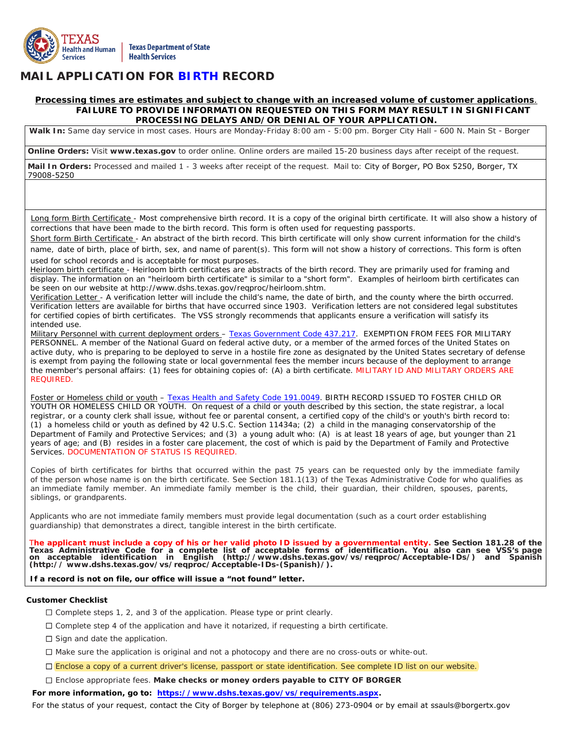Texas Health and Human Services | Texas Department of State Health Services

# MAIL APPLICATION FOR BIRTH RECORD

**Processing times are estimates and subject to change with an increased volume of customer applications.**
**FAILURE TO PROVIDE INFORMATION REQUESTED ON THIS FORM MAY RESULT IN SIGNIFICANT PROCESSING DELAYS AND/OR DENIAL OF YOUR APPLICATION.**

**Walk In:** Same day service in most cases. Hours are Monday-Friday 8:00 am - 5:00 pm. Borger City Hall - 600 N. Main St - Borger

**Online Orders:** Visit **www.texas.gov** to order online. Online orders are mailed 15-20 business days after receipt of the request.

**Mail In Orders:** Processed and mailed 1 - 3 weeks after receipt of the request. Mail to: City of Borger, PO Box 5250, Borger, TX 79008-5250

Long form Birth Certificate - Most comprehensive birth record. It is a copy of the original birth certificate. It will also show a history of corrections that have been made to the birth record. This form is often used for requesting passports.

Short form Birth Certificate - An abstract of the birth record. This birth certificate will only show current information for the child's name, date of birth, place of birth, sex, and name of parent(s). This form will not show a history of corrections. This form is often used for school records and is acceptable for most purposes.

Heirloom birth certificate - Heirloom birth certificates are abstracts of the birth record. They are primarily used for framing and display. The information on an "heirloom birth certificate" is similar to a "short form". Examples of heirloom birth certificates can be seen on our website at http://www.dshs.texas.gov/reqproc/heirloom.shtm.

Verification Letter - A verification letter will include the child's name, the date of birth, and the county where the birth occurred. Verification letters are available for births that have occurred since 1903. Verification letters are not considered legal substitutes for certified copies of birth certificates. The VSS strongly recommends that applicants ensure a verification will satisfy its intended use.

Military Personnel with current deployment orders – Texas Government Code 437.217. EXEMPTION FROM FEES FOR MILITARY PERSONNEL. A member of the National Guard on federal active duty, or a member of the armed forces of the United States on active duty, who is preparing to be deployed to serve in a hostile fire zone as designated by the United States secretary of defense is exempt from paying the following state or local governmental fees the member incurs because of the deployment to arrange the member's personal affairs: (1) fees for obtaining copies of: (A) a birth certificate. MILITARY ID AND MILITARY ORDERS ARE REQUIRED.

Foster or Homeless child or youth – Texas Health and Safety Code 191.0049. BIRTH RECORD ISSUED TO FOSTER CHILD OR YOUTH OR HOMELESS CHILD OR YOUTH. On request of a child or youth described by this section, the state registrar, a local registrar, or a county clerk shall issue, without fee or parental consent, a certified copy of the child's or youth's birth record to: (1) a homeless child or youth as defined by 42 U.S.C. Section 11434a; (2) a child in the managing conservatorship of the Department of Family and Protective Services; and (3) a young adult who: (A) is at least 18 years of age, but younger than 21 years of age; and (B) resides in a foster care placement, the cost of which is paid by the Department of Family and Protective Services. DOCUMENTATION OF STATUS IS REQUIRED.

Copies of birth certificates for births that occurred within the past 75 years can be requested only by the immediate family of the person whose name is on the birth certificate. See Section 181.1(13) of the Texas Administrative Code for who qualifies as an immediate family member. An immediate family member is the child, their guardian, their children, spouses, parents, siblings, or grandparents.

Applicants who are not immediate family members must provide legal documentation (such as a court order establishing guardianship) that demonstrates a direct, tangible interest in the birth certificate.

**The applicant must include a copy of his or her valid photo ID issued by a governmental entity. See Section 181.28 of the Texas Administrative Code for a complete list of acceptable forms of identification. You also can see VSS's page on acceptable identification in English (http://www.dshs.texas.gov/vs/reqproc/Acceptable-IDs/) and Spanish (http:// www.dshs.texas.gov/vs/reqproc/Acceptable-IDs-(Spanish)/).**

**If a record is not on file, our office will issue a "not found" letter.**

**Customer Checklist**

- ☐ Complete steps 1, 2, and 3 of the application. Please type or print clearly.
- ☐ Complete step 4 of the application and have it notarized, if requesting a birth certificate.
- ☐ Sign and date the application.
- ☐ Make sure the application is original and not a photocopy and there are no cross-outs or white-out.
- ☐ Enclose a copy of a current driver's license, passport or state identification. See complete ID list on our website.
- ☐ Enclose appropriate fees. **Make checks or money orders payable to CITY OF BORGER**

**For more information, go to: https://www.dshs.texas.gov/vs/requirements.aspx.**

For the status of your request, contact the City of Borger by telephone at (806) 273-0904 or by email at ssauls@borgertx.gov